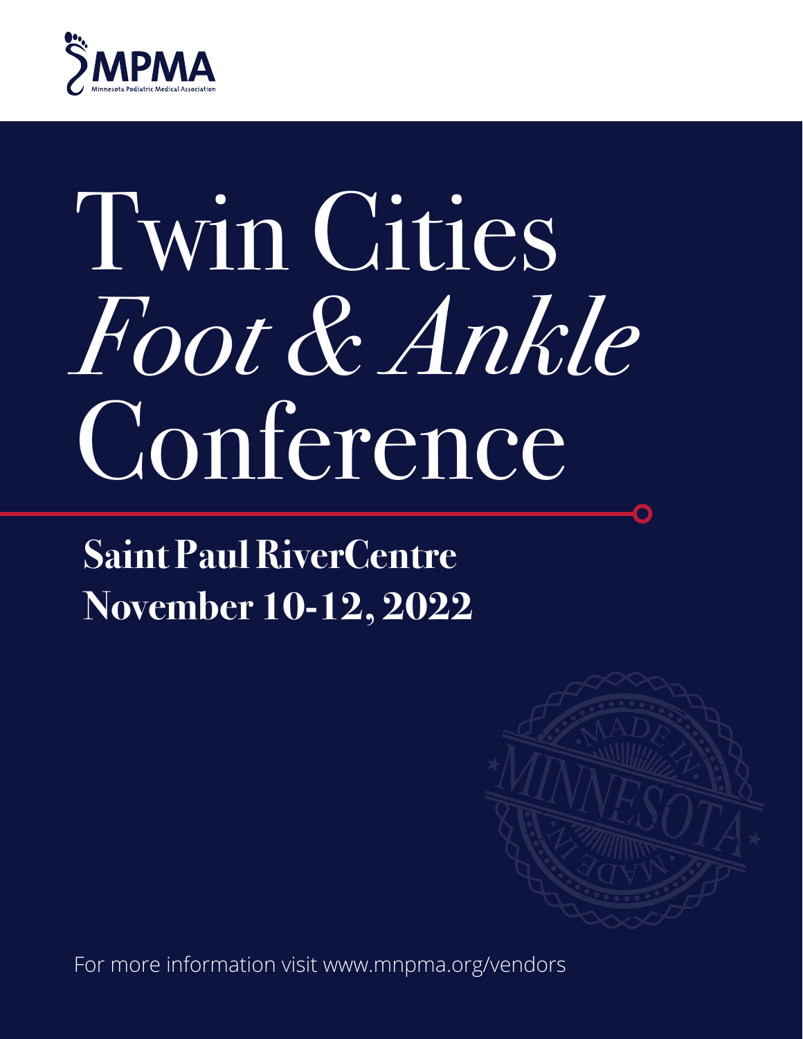MPMA

Minnesota Podiatric Medical Association

# Twin Cities *Foot & Ankle* Conference

**Saint Paul RiverCentre**

**November 10-12, 2022**

MADE IN MINNESOTA MADE IN

For more information visit www.mnpma.org/vendors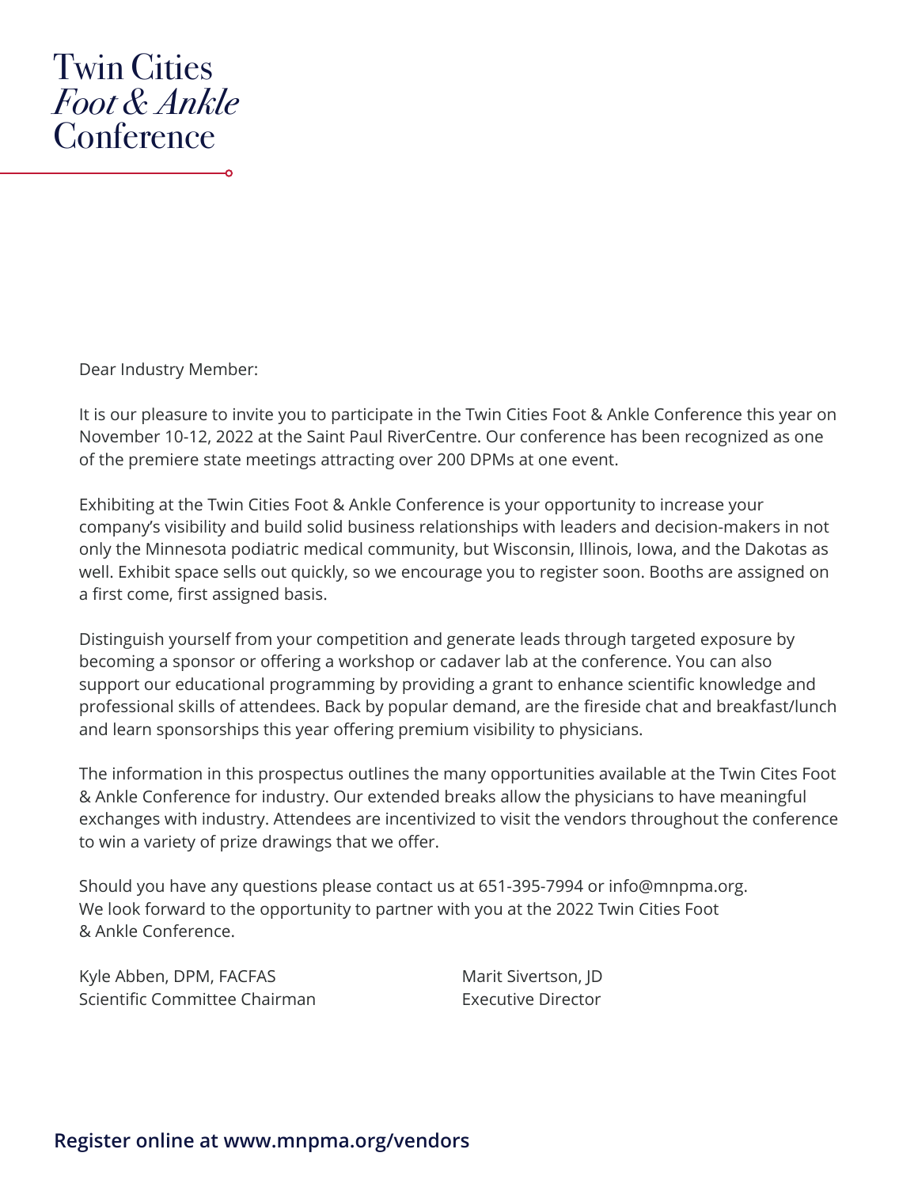# Twin Cities *Foot & Ankle* Conference

Dear Industry Member:

It is our pleasure to invite you to participate in the Twin Cities Foot & Ankle Conference this year on November 10-12, 2022 at the Saint Paul RiverCentre. Our conference has been recognized as one of the premiere state meetings attracting over 200 DPMs at one event.

Exhibiting at the Twin Cities Foot & Ankle Conference is your opportunity to increase your company's visibility and build solid business relationships with leaders and decision-makers in not only the Minnesota podiatric medical community, but Wisconsin, Illinois, Iowa, and the Dakotas as well. Exhibit space sells out quickly, so we encourage you to register soon. Booths are assigned on a first come, first assigned basis.

Distinguish yourself from your competition and generate leads through targeted exposure by becoming a sponsor or offering a workshop or cadaver lab at the conference. You can also support our educational programming by providing a grant to enhance scientific knowledge and professional skills of attendees. Back by popular demand, are the fireside chat and breakfast/lunch and learn sponsorships this year offering premium visibility to physicians.

The information in this prospectus outlines the many opportunities available at the Twin Cites Foot & Ankle Conference for industry. Our extended breaks allow the physicians to have meaningful exchanges with industry. Attendees are incentivized to visit the vendors throughout the conference to win a variety of prize drawings that we offer.

Should you have any questions please contact us at 651-395-7994 or info@mnpma.org. We look forward to the opportunity to partner with you at the 2022 Twin Cities Foot & Ankle Conference.

Kyle Abben, DPM, FACFAS
Scientific Committee Chairman

Marit Sivertson, JD
Executive Director

**Register online at www.mnpma.org/vendors**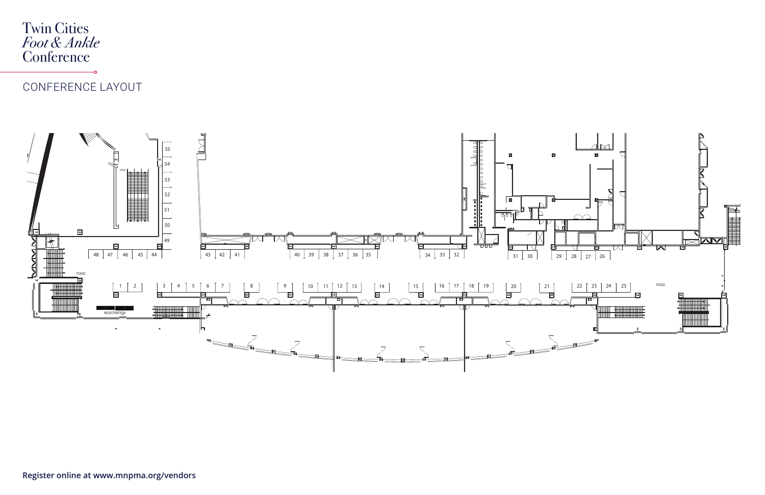# Twin Cities *Foot & Ankle* Conference

## CONFERENCE LAYOUT

55 54 53 52 51 50 49

48 47 46 45 44 43 42 41 40 39 38 37 36 35 34 33 32 31 30 29 28 27 26

FOOD

1 2 3 4 5 6 7 8 9 10 11 12 13 14 15 16 17 18 19 20 21 22 23 24 25

FOOD

REGISTRATION

**Register online at www.mnpma.org/vendors**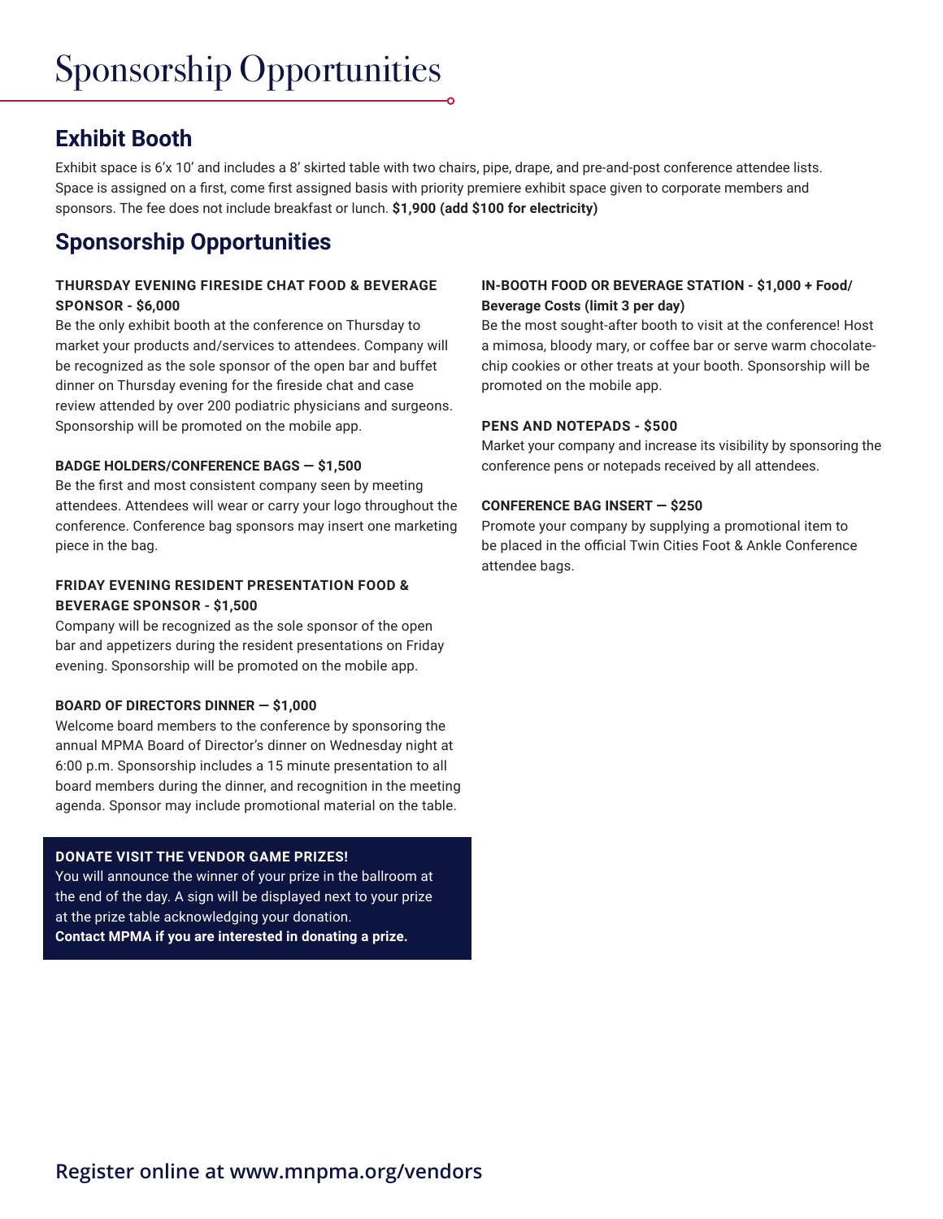# Sponsorship Opportunities

## Exhibit Booth

Exhibit space is 6'x 10' and includes a 8' skirted table with two chairs, pipe, drape, and pre-and-post conference attendee lists. Space is assigned on a first, come first assigned basis with priority premiere exhibit space given to corporate members and sponsors. The fee does not include breakfast or lunch. **$1,900 (add $100 for electricity)**

## Sponsorship Opportunities

**THURSDAY EVENING FIRESIDE CHAT FOOD & BEVERAGE SPONSOR - $6,000**

Be the only exhibit booth at the conference on Thursday to market your products and/services to attendees. Company will be recognized as the sole sponsor of the open bar and buffet dinner on Thursday evening for the fireside chat and case review attended by over 200 podiatric physicians and surgeons. Sponsorship will be promoted on the mobile app.

**BADGE HOLDERS/CONFERENCE BAGS — $1,500**

Be the first and most consistent company seen by meeting attendees. Attendees will wear or carry your logo throughout the conference. Conference bag sponsors may insert one marketing piece in the bag.

**FRIDAY EVENING RESIDENT PRESENTATION FOOD & BEVERAGE SPONSOR - $1,500**

Company will be recognized as the sole sponsor of the open bar and appetizers during the resident presentations on Friday evening. Sponsorship will be promoted on the mobile app.

**BOARD OF DIRECTORS DINNER — $1,000**

Welcome board members to the conference by sponsoring the annual MPMA Board of Director's dinner on Wednesday night at 6:00 p.m. Sponsorship includes a 15 minute presentation to all board members during the dinner, and recognition in the meeting agenda. Sponsor may include promotional material on the table.

**DONATE VISIT THE VENDOR GAME PRIZES!**

You will announce the winner of your prize in the ballroom at the end of the day. A sign will be displayed next to your prize at the prize table acknowledging your donation.
**Contact MPMA if you are interested in donating a prize.**

**IN-BOOTH FOOD OR BEVERAGE STATION - $1,000 + Food/Beverage Costs (limit 3 per day)**

Be the most sought-after booth to visit at the conference! Host a mimosa, bloody mary, or coffee bar or serve warm chocolate-chip cookies or other treats at your booth. Sponsorship will be promoted on the mobile app.

**PENS AND NOTEPADS - $500**

Market your company and increase its visibility by sponsoring the conference pens or notepads received by all attendees.

**CONFERENCE BAG INSERT — $250**

Promote your company by supplying a promotional item to be placed in the official Twin Cities Foot & Ankle Conference attendee bags.

**Register online at www.mnpma.org/vendors**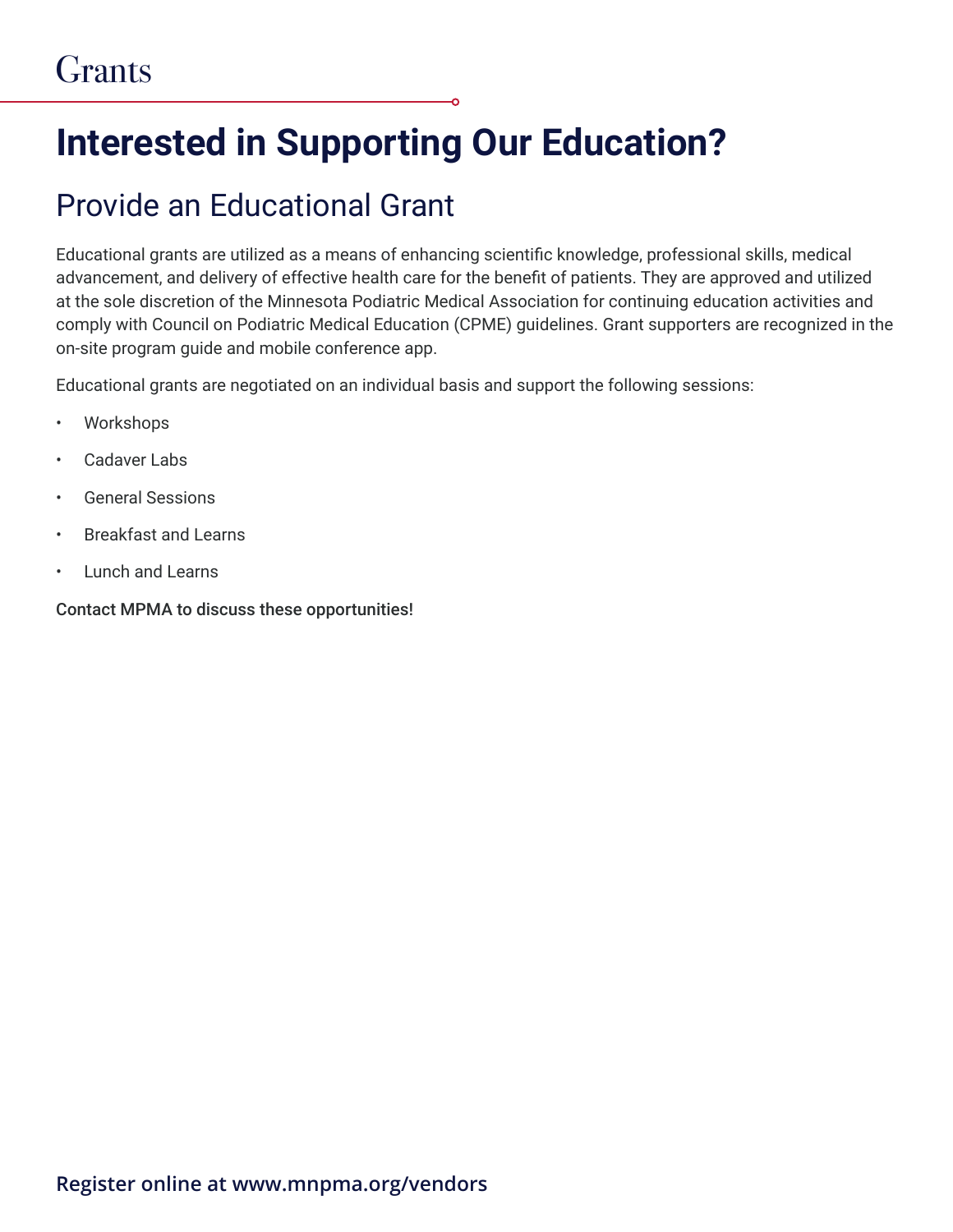# Grants

## Interested in Supporting Our Education?

### Provide an Educational Grant

Educational grants are utilized as a means of enhancing scientific knowledge, professional skills, medical advancement, and delivery of effective health care for the benefit of patients. They are approved and utilized at the sole discretion of the Minnesota Podiatric Medical Association for continuing education activities and comply with Council on Podiatric Medical Education (CPME) guidelines. Grant supporters are recognized in the on-site program guide and mobile conference app.

Educational grants are negotiated on an individual basis and support the following sessions:

- Workshops
- Cadaver Labs
- General Sessions
- Breakfast and Learns
- Lunch and Learns

**Contact MPMA to discuss these opportunities!**

**Register online at www.mnpma.org/vendors**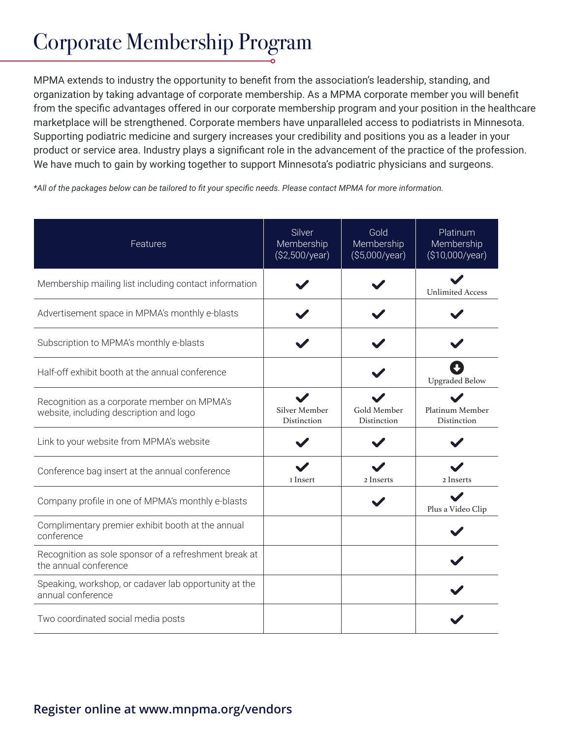# Corporate Membership Program

MPMA extends to industry the opportunity to benefit from the association's leadership, standing, and organization by taking advantage of corporate membership. As a MPMA corporate member you will benefit from the specific advantages offered in our corporate membership program and your position in the healthcare marketplace will be strengthened. Corporate members have unparalleled access to podiatrists in Minnesota. Supporting podiatric medicine and surgery increases your credibility and positions you as a leader in your product or service area. Industry plays a significant role in the advancement of the practice of the profession. We have much to gain by working together to support Minnesota's podiatric physicians and surgeons.

*\*All of the packages below can be tailored to fit your specific needs. Please contact MPMA for more information.*

| Features | Silver Membership ($2,500/year) | Gold Membership ($5,000/year) | Platinum Membership ($10,000/year) |
|---|---|---|---|
| Membership mailing list including contact information | ✔ | ✔ | ✔ Unlimited Access |
| Advertisement space in MPMA's monthly e-blasts | ✔ | ✔ | ✔ |
| Subscription to MPMA's monthly e-blasts | ✔ | ✔ | ✔ |
| Half-off exhibit booth at the annual conference | | ✔ | Upgraded Below |
| Recognition as a corporate member on MPMA's website, including description and logo | ✔ Silver Member Distinction | ✔ Gold Member Distinction | ✔ Platinum Member Distinction |
| Link to your website from MPMA's website | ✔ | ✔ | ✔ |
| Conference bag insert at the annual conference | ✔ 1 Insert | ✔ 2 Inserts | ✔ 2 Inserts |
| Company profile in one of MPMA's monthly e-blasts | | ✔ | ✔ Plus a Video Clip |
| Complimentary premier exhibit booth at the annual conference | | | ✔ |
| Recognition as sole sponsor of a refreshment break at the annual conference | | | ✔ |
| Speaking, workshop, or cadaver lab opportunity at the annual conference | | | ✔ |
| Two coordinated social media posts | | | ✔ |

**Register online at www.mnpma.org/vendors**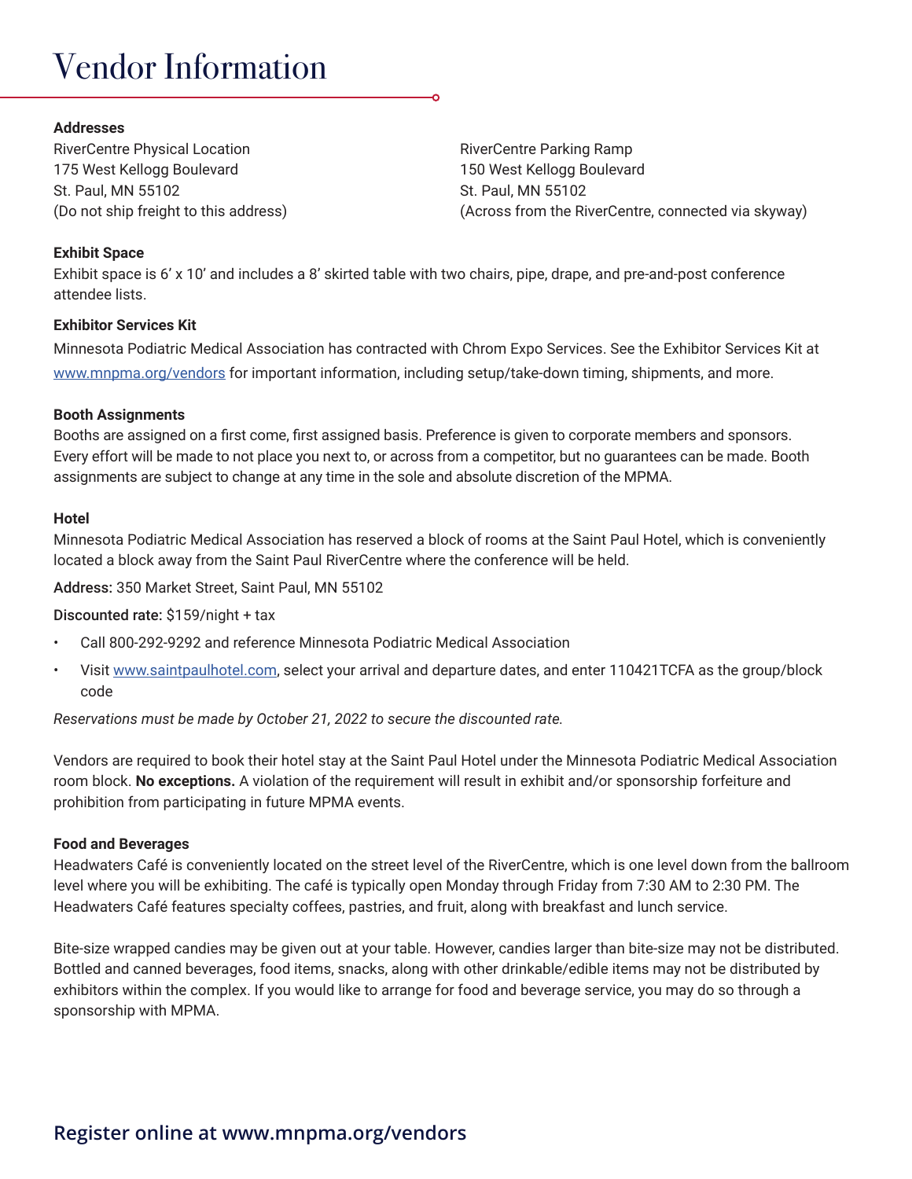# Vendor Information

**Addresses**

RiverCentre Physical Location
175 West Kellogg Boulevard
St. Paul, MN 55102
(Do not ship freight to this address)

RiverCentre Parking Ramp
150 West Kellogg Boulevard
St. Paul, MN 55102
(Across from the RiverCentre, connected via skyway)

**Exhibit Space**

Exhibit space is 6' x 10' and includes a 8' skirted table with two chairs, pipe, drape, and pre-and-post conference attendee lists.

**Exhibitor Services Kit**

Minnesota Podiatric Medical Association has contracted with Chrom Expo Services. See the Exhibitor Services Kit at www.mnpma.org/vendors for important information, including setup/take-down timing, shipments, and more.

**Booth Assignments**

Booths are assigned on a first come, first assigned basis. Preference is given to corporate members and sponsors. Every effort will be made to not place you next to, or across from a competitor, but no guarantees can be made. Booth assignments are subject to change at any time in the sole and absolute discretion of the MPMA.

**Hotel**

Minnesota Podiatric Medical Association has reserved a block of rooms at the Saint Paul Hotel, which is conveniently located a block away from the Saint Paul RiverCentre where the conference will be held.

**Address:** 350 Market Street, Saint Paul, MN 55102

**Discounted rate:** $159/night + tax

- Call 800-292-9292 and reference Minnesota Podiatric Medical Association
- Visit www.saintpaulhotel.com, select your arrival and departure dates, and enter 110421TCFA as the group/block code

*Reservations must be made by October 21, 2022 to secure the discounted rate.*

Vendors are required to book their hotel stay at the Saint Paul Hotel under the Minnesota Podiatric Medical Association room block. **No exceptions.** A violation of the requirement will result in exhibit and/or sponsorship forfeiture and prohibition from participating in future MPMA events.

**Food and Beverages**

Headwaters Café is conveniently located on the street level of the RiverCentre, which is one level down from the ballroom level where you will be exhibiting. The café is typically open Monday through Friday from 7:30 AM to 2:30 PM. The Headwaters Café features specialty coffees, pastries, and fruit, along with breakfast and lunch service.

Bite-size wrapped candies may be given out at your table. However, candies larger than bite-size may not be distributed. Bottled and canned beverages, food items, snacks, along with other drinkable/edible items may not be distributed by exhibitors within the complex. If you would like to arrange for food and beverage service, you may do so through a sponsorship with MPMA.

**Register online at www.mnpma.org/vendors**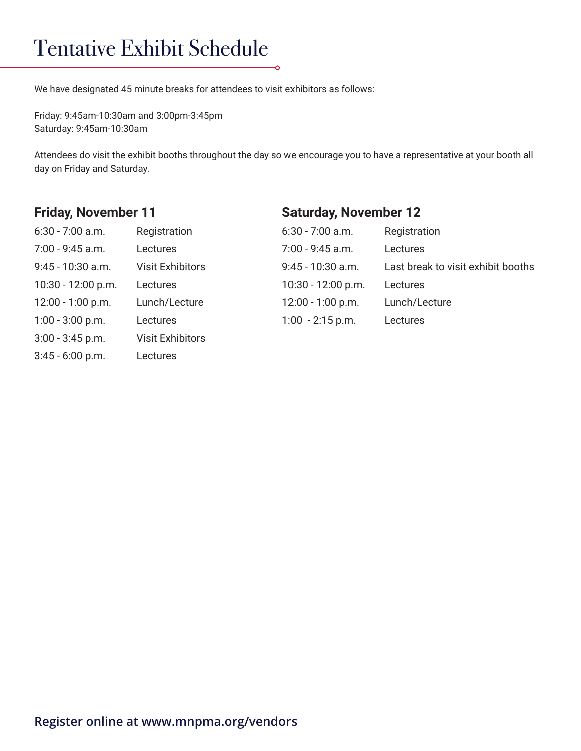# Tentative Exhibit Schedule

We have designated 45 minute breaks for attendees to visit exhibitors as follows:

Friday: 9:45am-10:30am and 3:00pm-3:45pm
Saturday: 9:45am-10:30am

Attendees do visit the exhibit booths throughout the day so we encourage you to have a representative at your booth all day on Friday and Saturday.

## Friday, November 11

| | |
|---|---|
| 6:30 - 7:00 a.m. | Registration |
| 7:00 - 9:45 a.m. | Lectures |
| 9:45 - 10:30 a.m. | Visit Exhibitors |
| 10:30 - 12:00 p.m. | Lectures |
| 12:00 - 1:00 p.m. | Lunch/Lecture |
| 1:00 - 3:00 p.m. | Lectures |
| 3:00 - 3:45 p.m. | Visit Exhibitors |
| 3:45 - 6:00 p.m. | Lectures |

## Saturday, November 12

| | |
|---|---|
| 6:30 - 7:00 a.m. | Registration |
| 7:00 - 9:45 a.m. | Lectures |
| 9:45 - 10:30 a.m. | Last break to visit exhibit booths |
| 10:30 - 12:00 p.m. | Lectures |
| 12:00 - 1:00 p.m. | Lunch/Lecture |
| 1:00 - 2:15 p.m. | Lectures |

**Register online at www.mnpma.org/vendors**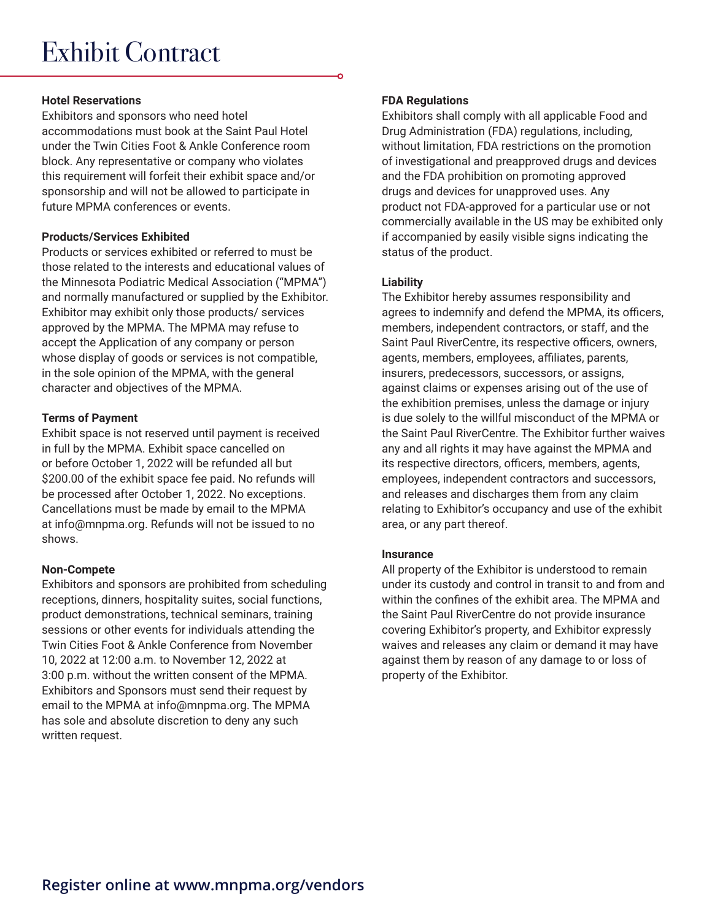# Exhibit Contract

**Hotel Reservations**
Exhibitors and sponsors who need hotel accommodations must book at the Saint Paul Hotel under the Twin Cities Foot & Ankle Conference room block. Any representative or company who violates this requirement will forfeit their exhibit space and/or sponsorship and will not be allowed to participate in future MPMA conferences or events.

**Products/Services Exhibited**
Products or services exhibited or referred to must be those related to the interests and educational values of the Minnesota Podiatric Medical Association ("MPMA") and normally manufactured or supplied by the Exhibitor. Exhibitor may exhibit only those products/ services approved by the MPMA. The MPMA may refuse to accept the Application of any company or person whose display of goods or services is not compatible, in the sole opinion of the MPMA, with the general character and objectives of the MPMA.

**Terms of Payment**
Exhibit space is not reserved until payment is received in full by the MPMA. Exhibit space cancelled on or before October 1, 2022 will be refunded all but $200.00 of the exhibit space fee paid. No refunds will be processed after October 1, 2022. No exceptions. Cancellations must be made by email to the MPMA at info@mnpma.org. Refunds will not be issued to no shows.

**Non-Compete**
Exhibitors and sponsors are prohibited from scheduling receptions, dinners, hospitality suites, social functions, product demonstrations, technical seminars, training sessions or other events for individuals attending the Twin Cities Foot & Ankle Conference from November 10, 2022 at 12:00 a.m. to November 12, 2022 at 3:00 p.m. without the written consent of the MPMA. Exhibitors and Sponsors must send their request by email to the MPMA at info@mnpma.org. The MPMA has sole and absolute discretion to deny any such written request.

**FDA Regulations**
Exhibitors shall comply with all applicable Food and Drug Administration (FDA) regulations, including, without limitation, FDA restrictions on the promotion of investigational and preapproved drugs and devices and the FDA prohibition on promoting approved drugs and devices for unapproved uses. Any product not FDA-approved for a particular use or not commercially available in the US may be exhibited only if accompanied by easily visible signs indicating the status of the product.

**Liability**
The Exhibitor hereby assumes responsibility and agrees to indemnify and defend the MPMA, its officers, members, independent contractors, or staff, and the Saint Paul RiverCentre, its respective officers, owners, agents, members, employees, affiliates, parents, insurers, predecessors, successors, or assigns, against claims or expenses arising out of the use of the exhibition premises, unless the damage or injury is due solely to the willful misconduct of the MPMA or the Saint Paul RiverCentre. The Exhibitor further waives any and all rights it may have against the MPMA and its respective directors, officers, members, agents, employees, independent contractors and successors, and releases and discharges them from any claim relating to Exhibitor's occupancy and use of the exhibit area, or any part thereof.

**Insurance**
All property of the Exhibitor is understood to remain under its custody and control in transit to and from and within the confines of the exhibit area. The MPMA and the Saint Paul RiverCentre do not provide insurance covering Exhibitor's property, and Exhibitor expressly waives and releases any claim or demand it may have against them by reason of any damage to or loss of property of the Exhibitor.

**Register online at www.mnpma.org/vendors**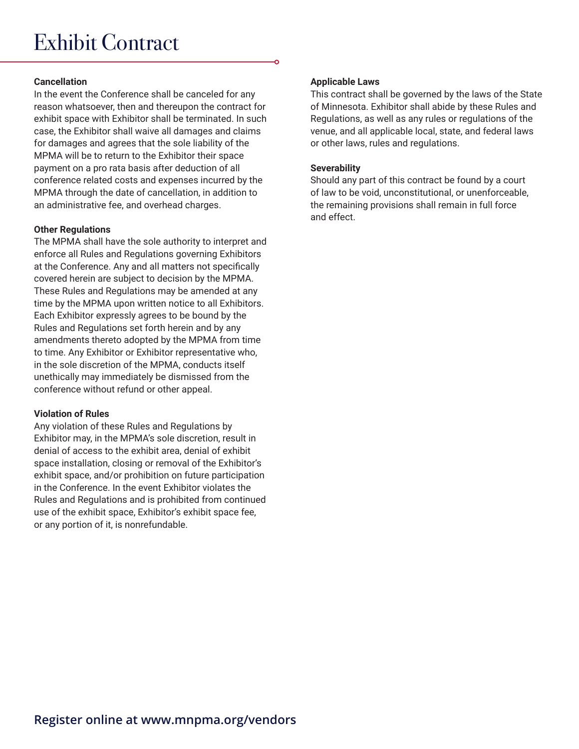# Exhibit Contract

**Cancellation**

In the event the Conference shall be canceled for any reason whatsoever, then and thereupon the contract for exhibit space with Exhibitor shall be terminated. In such case, the Exhibitor shall waive all damages and claims for damages and agrees that the sole liability of the MPMA will be to return to the Exhibitor their space payment on a pro rata basis after deduction of all conference related costs and expenses incurred by the MPMA through the date of cancellation, in addition to an administrative fee, and overhead charges.

**Other Regulations**

The MPMA shall have the sole authority to interpret and enforce all Rules and Regulations governing Exhibitors at the Conference. Any and all matters not specifically covered herein are subject to decision by the MPMA. These Rules and Regulations may be amended at any time by the MPMA upon written notice to all Exhibitors. Each Exhibitor expressly agrees to be bound by the Rules and Regulations set forth herein and by any amendments thereto adopted by the MPMA from time to time. Any Exhibitor or Exhibitor representative who, in the sole discretion of the MPMA, conducts itself unethically may immediately be dismissed from the conference without refund or other appeal.

**Violation of Rules**

Any violation of these Rules and Regulations by Exhibitor may, in the MPMA's sole discretion, result in denial of access to the exhibit area, denial of exhibit space installation, closing or removal of the Exhibitor's exhibit space, and/or prohibition on future participation in the Conference. In the event Exhibitor violates the Rules and Regulations and is prohibited from continued use of the exhibit space, Exhibitor's exhibit space fee, or any portion of it, is nonrefundable.

**Applicable Laws**

This contract shall be governed by the laws of the State of Minnesota. Exhibitor shall abide by these Rules and Regulations, as well as any rules or regulations of the venue, and all applicable local, state, and federal laws or other laws, rules and regulations.

**Severability**

Should any part of this contract be found by a court of law to be void, unconstitutional, or unenforceable, the remaining provisions shall remain in full force and effect.

**Register online at www.mnpma.org/vendors**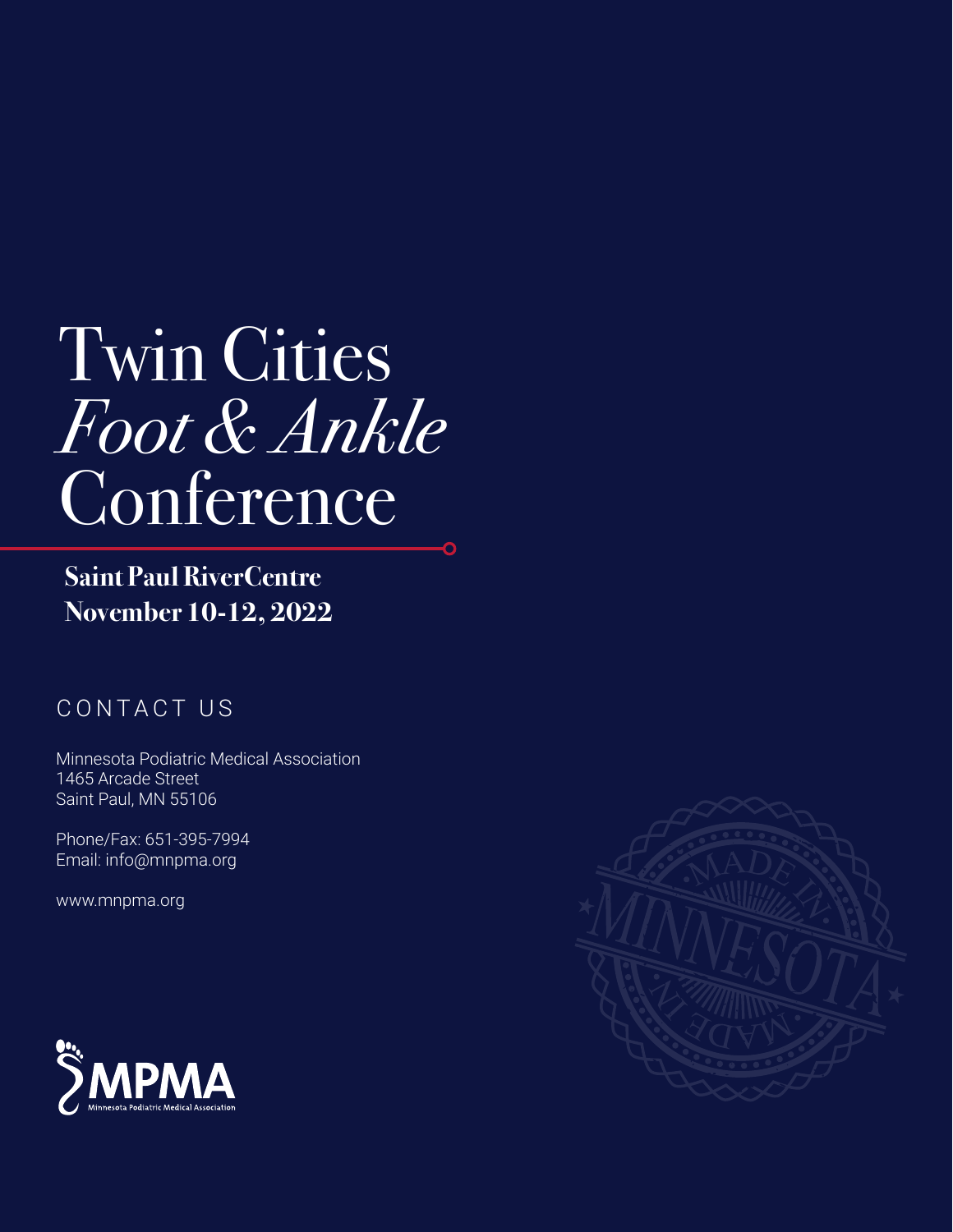# Twin Cities *Foot & Ankle* Conference

**Saint Paul RiverCentre**
**November 10-12, 2022**

## CONTACT US

Minnesota Podiatric Medical Association
1465 Arcade Street
Saint Paul, MN 55106

Phone/Fax: 651-395-7994
Email: info@mnpma.org

www.mnpma.org

MPMA
Minnesota Podiatric Medical Association